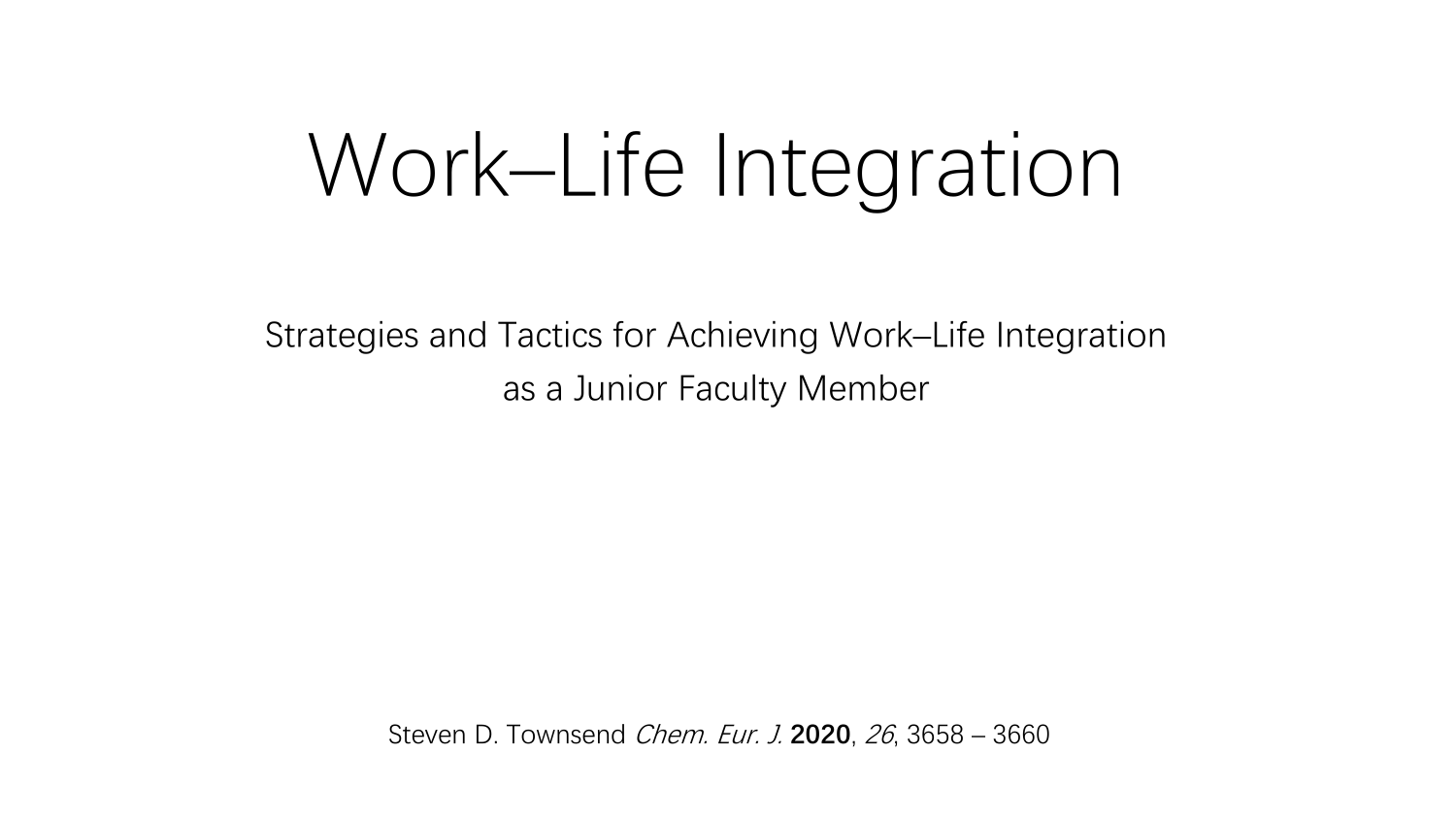# Work–Life Integration

Strategies and Tactics for Achieving Work–Life Integration as a Junior Faculty Member

Steven D. Townsend *Chem. Eur. J.* **2020**, *26*, 3658 – 3660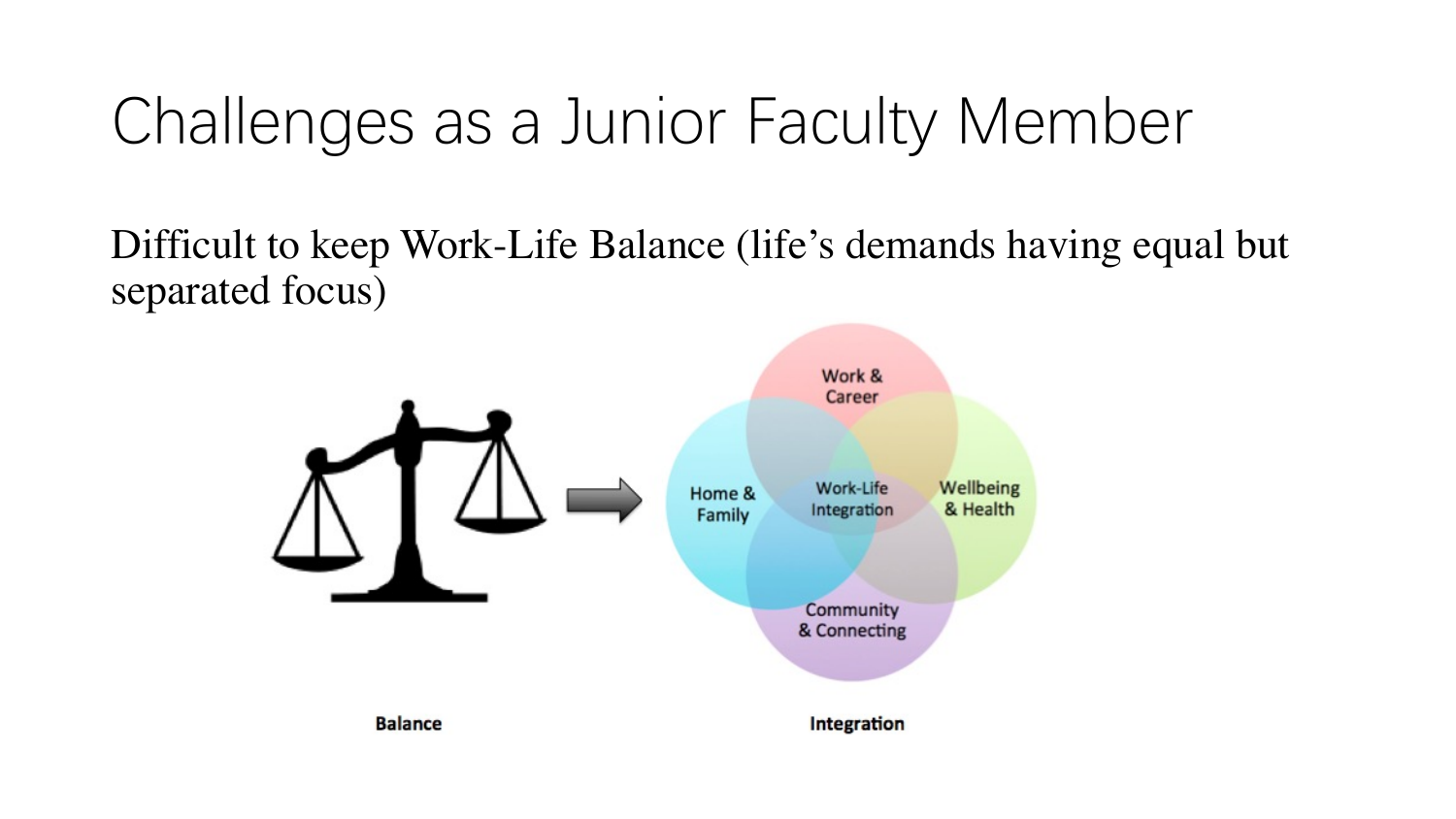# Challenges as a Junior Faculty Member

Difficult to keep Work-Life Balance (life's demands having equal but separated focus)

Work & Career

Home & Family

Work-Life Integration

Wellbeing & Health

Community & Connecting

Balance

Integration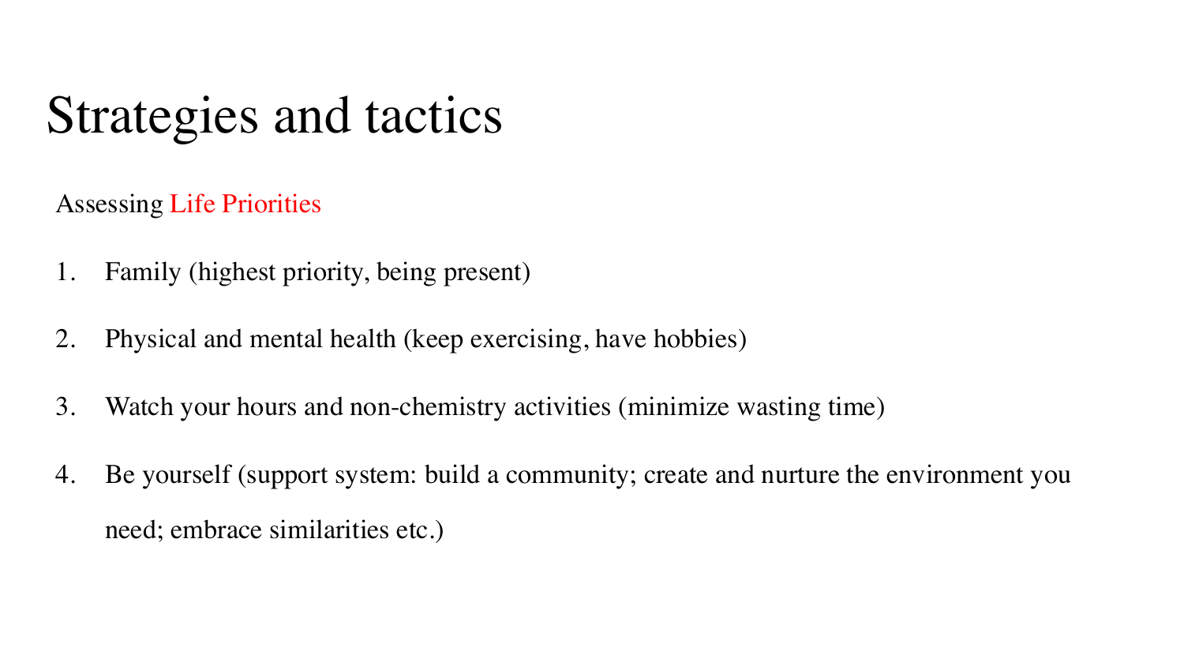# Strategies and tactics

Assessing Life Priorities

1. Family (highest priority, being present)
2. Physical and mental health (keep exercising, have hobbies)
3. Watch your hours and non-chemistry activities (minimize wasting time)
4. Be yourself (support system: build a community; create and nurture the environment you need; embrace similarities etc.)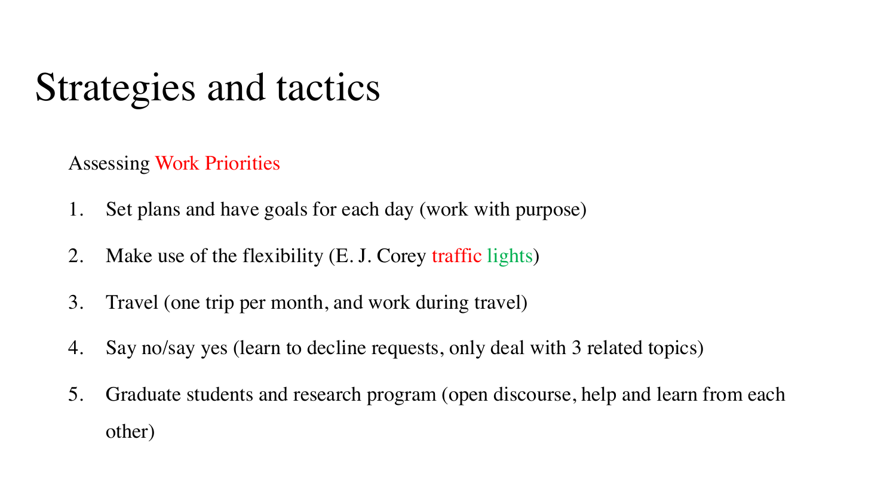# Strategies and tactics

Assessing Work Priorities

1. Set plans and have goals for each day (work with purpose)
2. Make use of the flexibility (E. J. Corey traffic lights)
3. Travel (one trip per month, and work during travel)
4. Say no/say yes (learn to decline requests, only deal with 3 related topics)
5. Graduate students and research program (open discourse, help and learn from each other)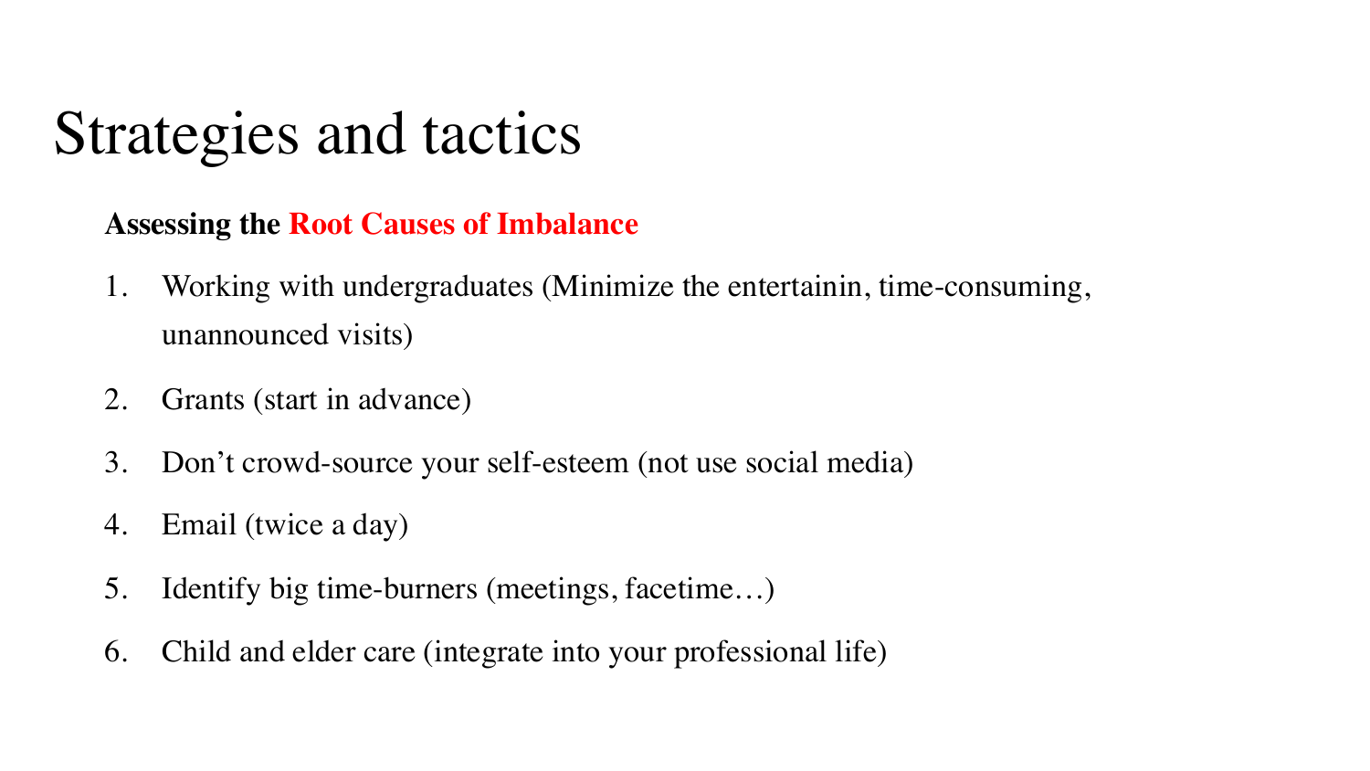# Strategies and tactics

**Assessing the Root Causes of Imbalance**

1. Working with undergraduates (Minimize the entertainin, time-consuming, unannounced visits)
2. Grants (start in advance)
3. Don't crowd-source your self-esteem (not use social media)
4. Email (twice a day)
5. Identify big time-burners (meetings, facetime…)
6. Child and elder care (integrate into your professional life)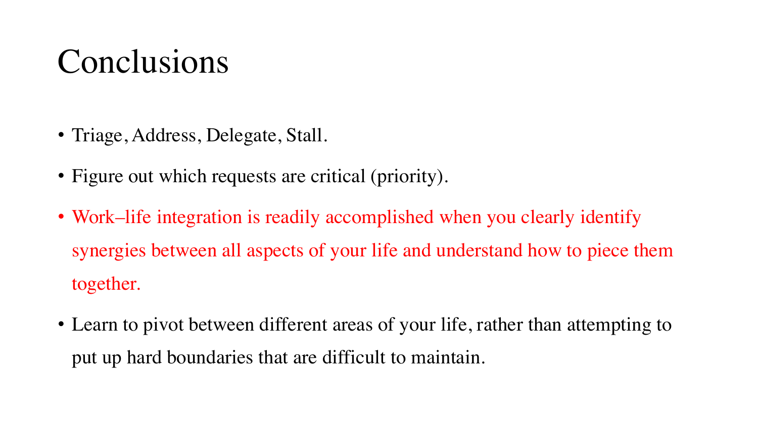# Conclusions

- Triage, Address, Delegate, Stall.
- Figure out which requests are critical (priority).
- Work–life integration is readily accomplished when you clearly identify synergies between all aspects of your life and understand how to piece them together.
- Learn to pivot between different areas of your life, rather than attempting to put up hard boundaries that are difficult to maintain.